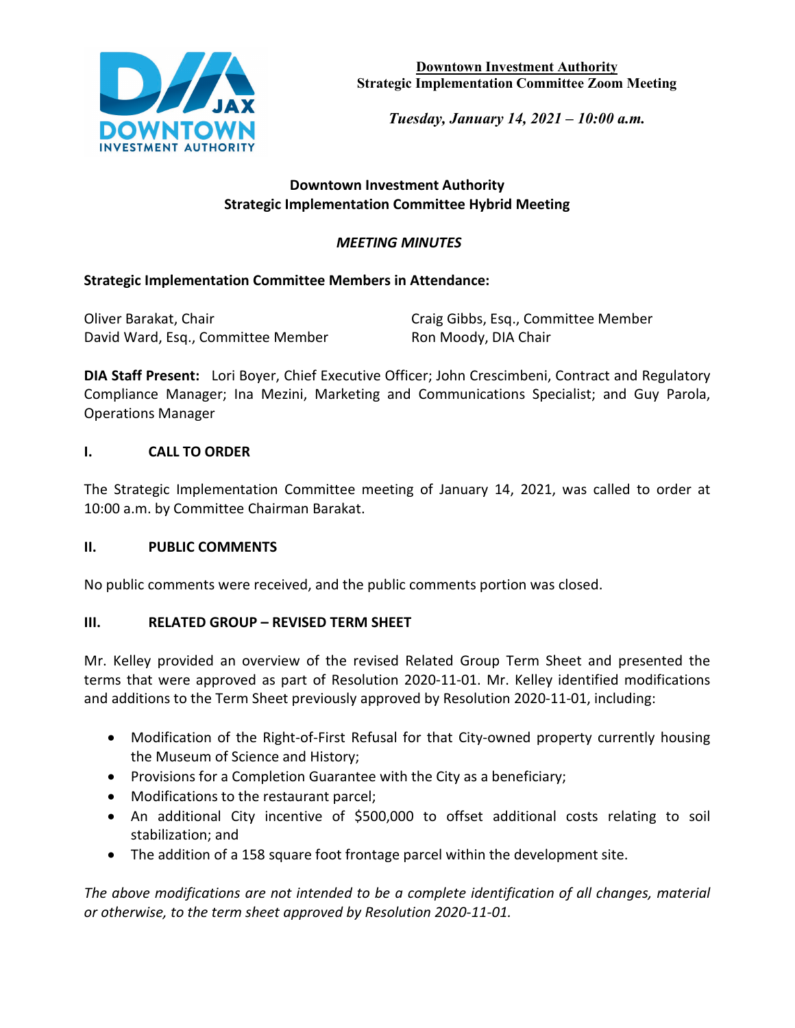**Downtown Investment Authority**
**Strategic Implementation Committee Zoom Meeting**

*Tuesday, January 14, 2021 – 10:00 a.m.*

## Downtown Investment Authority
## Strategic Implementation Committee Hybrid Meeting

*MEETING MINUTES*

**Strategic Implementation Committee Members in Attendance:**

Oliver Barakat, Chair
David Ward, Esq., Committee Member
Craig Gibbs, Esq., Committee Member
Ron Moody, DIA Chair

**DIA Staff Present:** Lori Boyer, Chief Executive Officer; John Crescimbeni, Contract and Regulatory Compliance Manager; Ina Mezini, Marketing and Communications Specialist; and Guy Parola, Operations Manager

### I. CALL TO ORDER

The Strategic Implementation Committee meeting of January 14, 2021, was called to order at 10:00 a.m. by Committee Chairman Barakat.

### II. PUBLIC COMMENTS

No public comments were received, and the public comments portion was closed.

### III. RELATED GROUP – REVISED TERM SHEET

Mr. Kelley provided an overview of the revised Related Group Term Sheet and presented the terms that were approved as part of Resolution 2020-11-01. Mr. Kelley identified modifications and additions to the Term Sheet previously approved by Resolution 2020-11-01, including:

- Modification of the Right-of-First Refusal for that City-owned property currently housing the Museum of Science and History;
- Provisions for a Completion Guarantee with the City as a beneficiary;
- Modifications to the restaurant parcel;
- An additional City incentive of $500,000 to offset additional costs relating to soil stabilization; and
- The addition of a 158 square foot frontage parcel within the development site.

*The above modifications are not intended to be a complete identification of all changes, material or otherwise, to the term sheet approved by Resolution 2020-11-01.*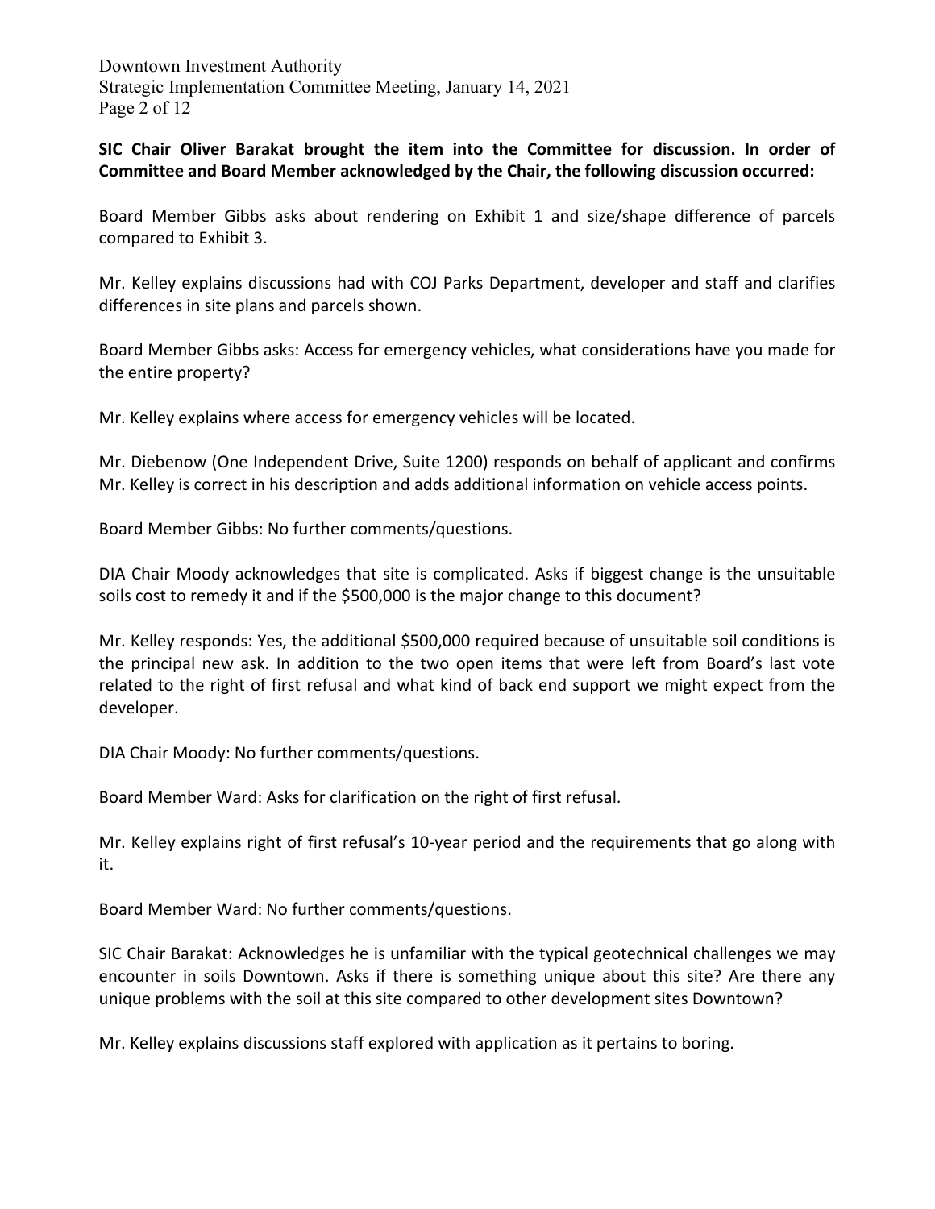**SIC Chair Oliver Barakat brought the item into the Committee for discussion. In order of Committee and Board Member acknowledged by the Chair, the following discussion occurred:**

Board Member Gibbs asks about rendering on Exhibit 1 and size/shape difference of parcels compared to Exhibit 3.

Mr. Kelley explains discussions had with COJ Parks Department, developer and staff and clarifies differences in site plans and parcels shown.

Board Member Gibbs asks: Access for emergency vehicles, what considerations have you made for the entire property?

Mr. Kelley explains where access for emergency vehicles will be located.

Mr. Diebenow (One Independent Drive, Suite 1200) responds on behalf of applicant and confirms Mr. Kelley is correct in his description and adds additional information on vehicle access points.

Board Member Gibbs: No further comments/questions.

DIA Chair Moody acknowledges that site is complicated. Asks if biggest change is the unsuitable soils cost to remedy it and if the $500,000 is the major change to this document?

Mr. Kelley responds: Yes, the additional $500,000 required because of unsuitable soil conditions is the principal new ask. In addition to the two open items that were left from Board's last vote related to the right of first refusal and what kind of back end support we might expect from the developer.

DIA Chair Moody: No further comments/questions.

Board Member Ward: Asks for clarification on the right of first refusal.

Mr. Kelley explains right of first refusal's 10-year period and the requirements that go along with it.

Board Member Ward: No further comments/questions.

SIC Chair Barakat: Acknowledges he is unfamiliar with the typical geotechnical challenges we may encounter in soils Downtown. Asks if there is something unique about this site? Are there any unique problems with the soil at this site compared to other development sites Downtown?

Mr. Kelley explains discussions staff explored with application as it pertains to boring.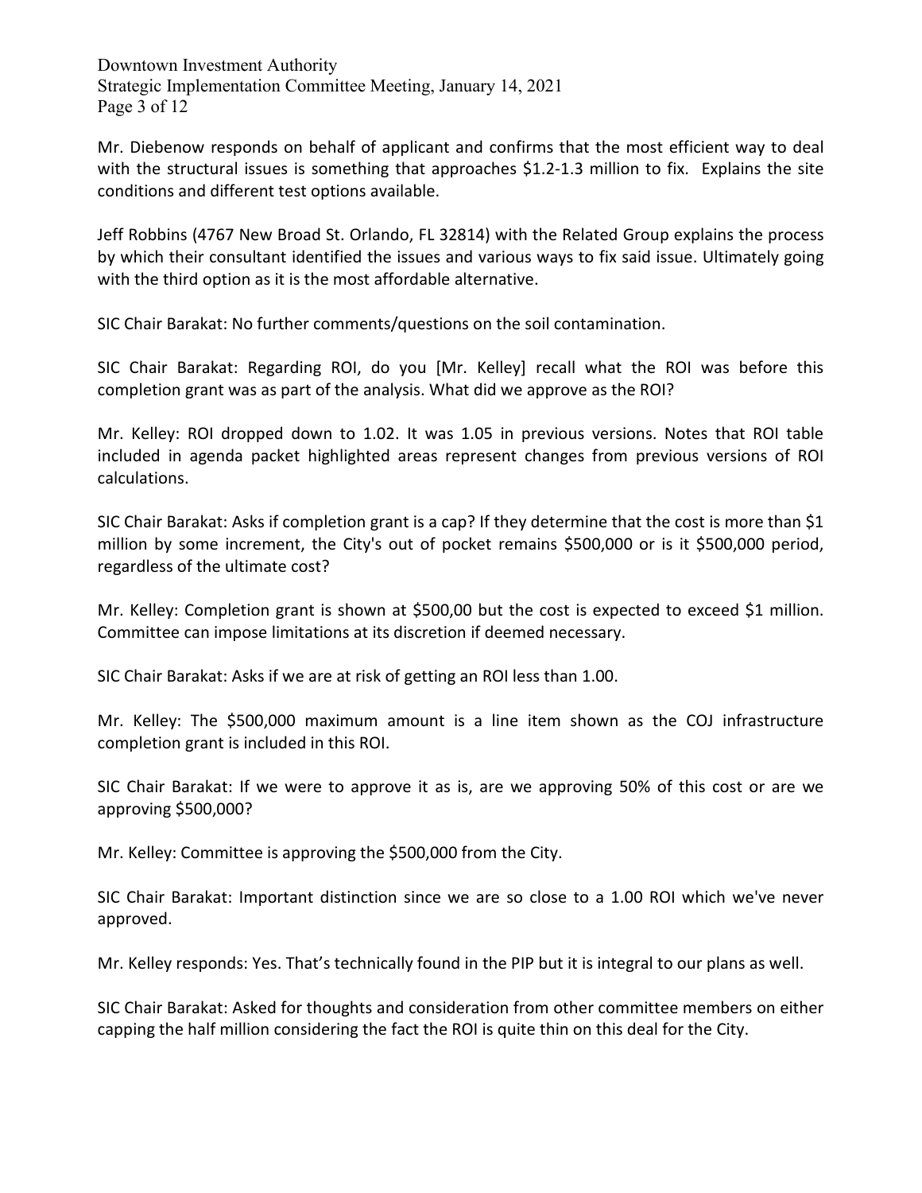Mr. Diebenow responds on behalf of applicant and confirms that the most efficient way to deal with the structural issues is something that approaches $1.2-1.3 million to fix. Explains the site conditions and different test options available.

Jeff Robbins (4767 New Broad St. Orlando, FL 32814) with the Related Group explains the process by which their consultant identified the issues and various ways to fix said issue. Ultimately going with the third option as it is the most affordable alternative.

SIC Chair Barakat: No further comments/questions on the soil contamination.

SIC Chair Barakat: Regarding ROI, do you [Mr. Kelley] recall what the ROI was before this completion grant was as part of the analysis. What did we approve as the ROI?

Mr. Kelley: ROI dropped down to 1.02. It was 1.05 in previous versions. Notes that ROI table included in agenda packet highlighted areas represent changes from previous versions of ROI calculations.

SIC Chair Barakat: Asks if completion grant is a cap? If they determine that the cost is more than $1 million by some increment, the City's out of pocket remains $500,000 or is it $500,000 period, regardless of the ultimate cost?

Mr. Kelley: Completion grant is shown at $500,00 but the cost is expected to exceed $1 million. Committee can impose limitations at its discretion if deemed necessary.

SIC Chair Barakat: Asks if we are at risk of getting an ROI less than 1.00.

Mr. Kelley: The $500,000 maximum amount is a line item shown as the COJ infrastructure completion grant is included in this ROI.

SIC Chair Barakat: If we were to approve it as is, are we approving 50% of this cost or are we approving $500,000?

Mr. Kelley: Committee is approving the $500,000 from the City.

SIC Chair Barakat: Important distinction since we are so close to a 1.00 ROI which we've never approved.

Mr. Kelley responds: Yes. That's technically found in the PIP but it is integral to our plans as well.

SIC Chair Barakat: Asked for thoughts and consideration from other committee members on either capping the half million considering the fact the ROI is quite thin on this deal for the City.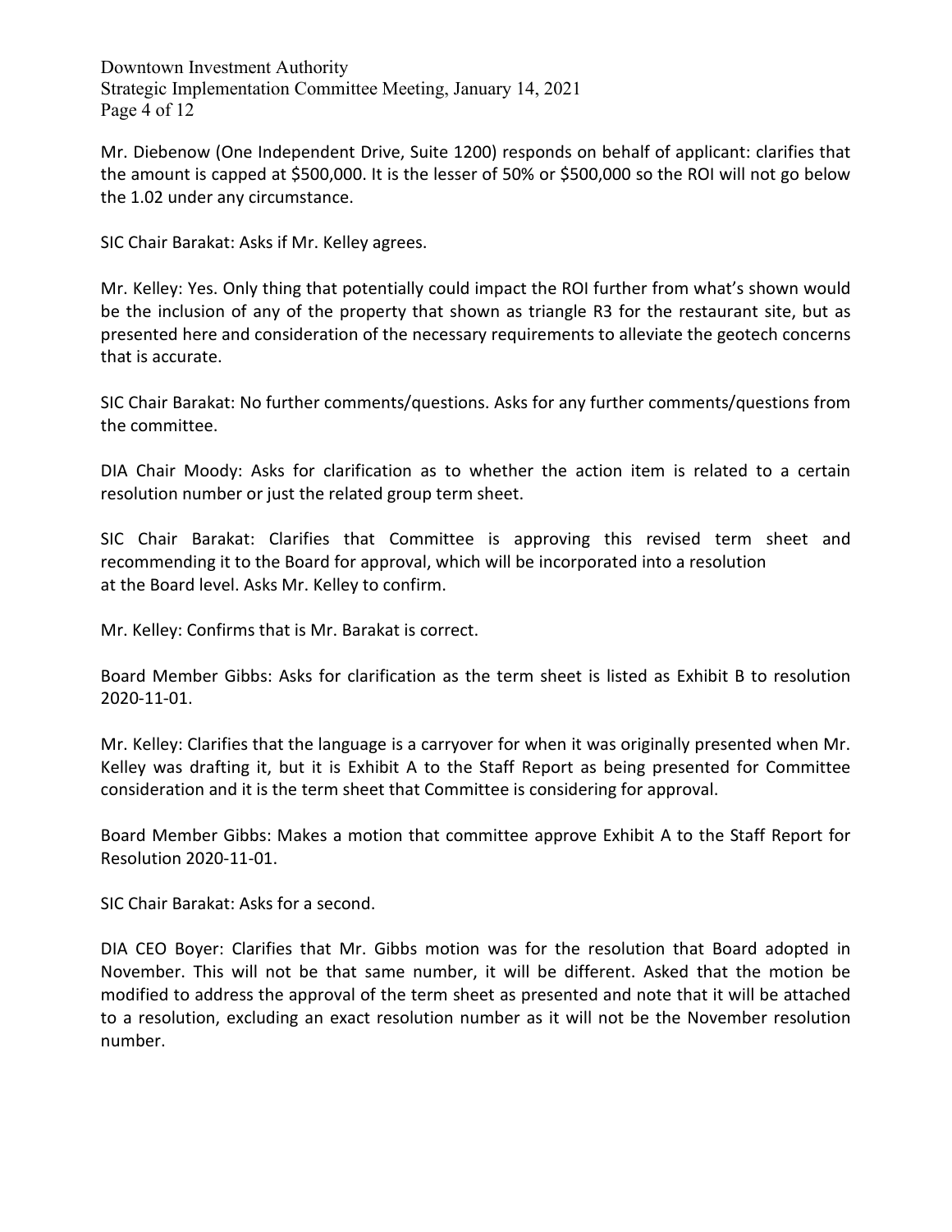Mr. Diebenow (One Independent Drive, Suite 1200) responds on behalf of applicant: clarifies that the amount is capped at $500,000. It is the lesser of 50% or $500,000 so the ROI will not go below the 1.02 under any circumstance.

SIC Chair Barakat: Asks if Mr. Kelley agrees.

Mr. Kelley: Yes. Only thing that potentially could impact the ROI further from what's shown would be the inclusion of any of the property that shown as triangle R3 for the restaurant site, but as presented here and consideration of the necessary requirements to alleviate the geotech concerns that is accurate.

SIC Chair Barakat: No further comments/questions. Asks for any further comments/questions from the committee.

DIA Chair Moody: Asks for clarification as to whether the action item is related to a certain resolution number or just the related group term sheet.

SIC Chair Barakat: Clarifies that Committee is approving this revised term sheet and recommending it to the Board for approval, which will be incorporated into a resolution at the Board level. Asks Mr. Kelley to confirm.

Mr. Kelley: Confirms that is Mr. Barakat is correct.

Board Member Gibbs: Asks for clarification as the term sheet is listed as Exhibit B to resolution 2020-11-01.

Mr. Kelley: Clarifies that the language is a carryover for when it was originally presented when Mr. Kelley was drafting it, but it is Exhibit A to the Staff Report as being presented for Committee consideration and it is the term sheet that Committee is considering for approval.

Board Member Gibbs: Makes a motion that committee approve Exhibit A to the Staff Report for Resolution 2020-11-01.

SIC Chair Barakat: Asks for a second.

DIA CEO Boyer: Clarifies that Mr. Gibbs motion was for the resolution that Board adopted in November. This will not be that same number, it will be different. Asked that the motion be modified to address the approval of the term sheet as presented and note that it will be attached to a resolution, excluding an exact resolution number as it will not be the November resolution number.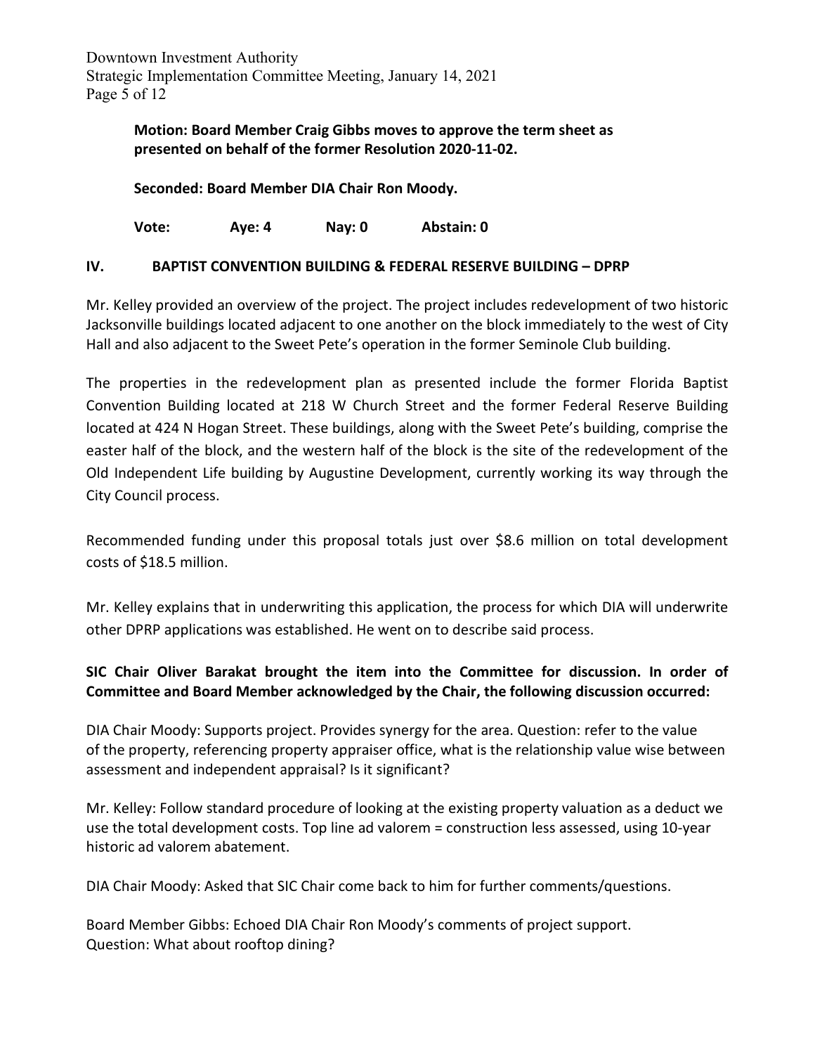**Motion: Board Member Craig Gibbs moves to approve the term sheet as presented on behalf of the former Resolution 2020-11-02.**

**Seconded: Board Member DIA Chair Ron Moody.**

**Vote: Aye: 4 Nay: 0 Abstain: 0**

## IV. BAPTIST CONVENTION BUILDING & FEDERAL RESERVE BUILDING – DPRP

Mr. Kelley provided an overview of the project. The project includes redevelopment of two historic Jacksonville buildings located adjacent to one another on the block immediately to the west of City Hall and also adjacent to the Sweet Pete's operation in the former Seminole Club building.

The properties in the redevelopment plan as presented include the former Florida Baptist Convention Building located at 218 W Church Street and the former Federal Reserve Building located at 424 N Hogan Street. These buildings, along with the Sweet Pete's building, comprise the easter half of the block, and the western half of the block is the site of the redevelopment of the Old Independent Life building by Augustine Development, currently working its way through the City Council process.

Recommended funding under this proposal totals just over $8.6 million on total development costs of $18.5 million.

Mr. Kelley explains that in underwriting this application, the process for which DIA will underwrite other DPRP applications was established. He went on to describe said process.

**SIC Chair Oliver Barakat brought the item into the Committee for discussion. In order of Committee and Board Member acknowledged by the Chair, the following discussion occurred:**

DIA Chair Moody: Supports project. Provides synergy for the area. Question: refer to the value of the property, referencing property appraiser office, what is the relationship value wise between assessment and independent appraisal? Is it significant?

Mr. Kelley: Follow standard procedure of looking at the existing property valuation as a deduct we use the total development costs. Top line ad valorem = construction less assessed, using 10-year historic ad valorem abatement.

DIA Chair Moody: Asked that SIC Chair come back to him for further comments/questions.

Board Member Gibbs: Echoed DIA Chair Ron Moody's comments of project support.
Question: What about rooftop dining?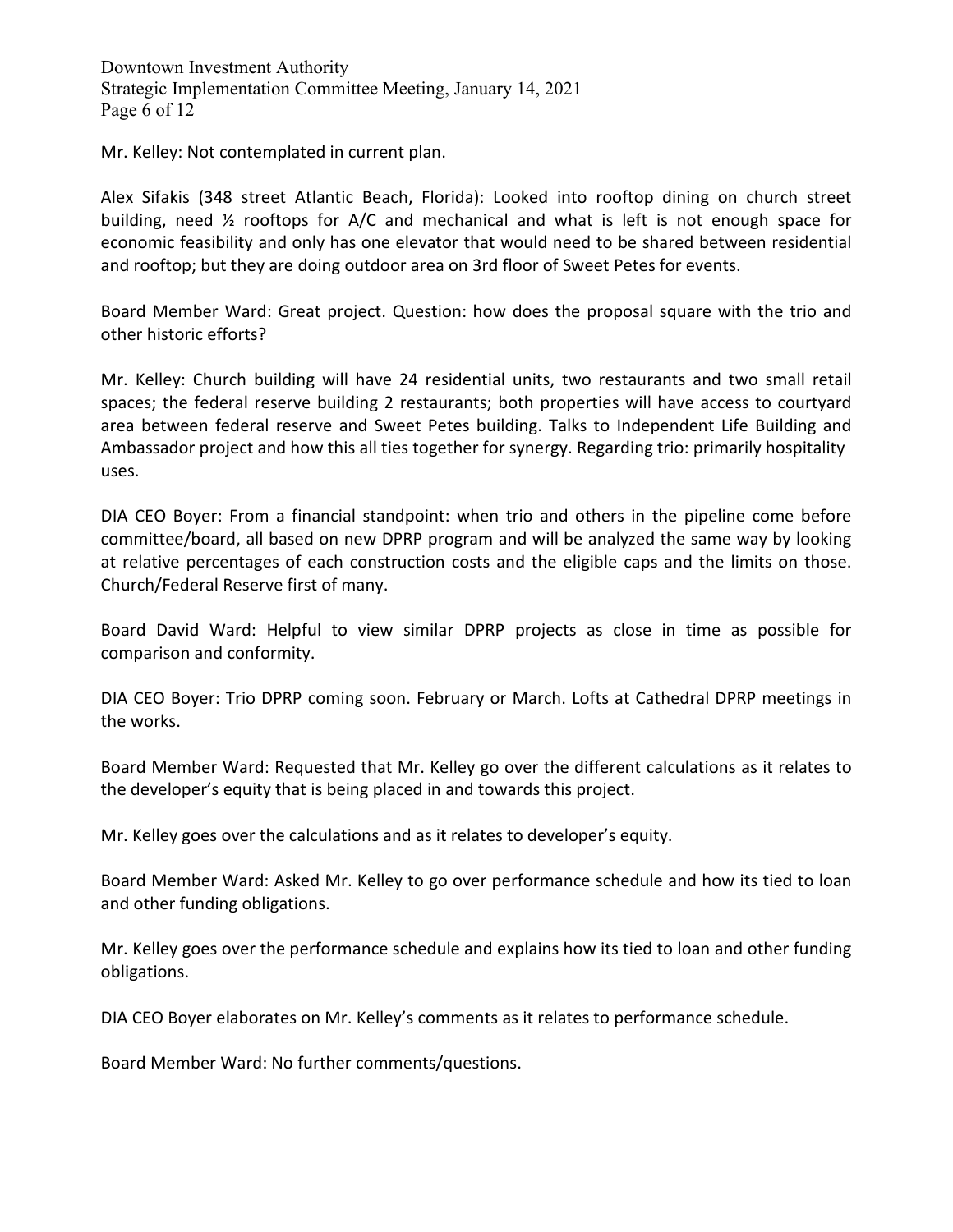Mr. Kelley: Not contemplated in current plan.

Alex Sifakis (348 street Atlantic Beach, Florida): Looked into rooftop dining on church street building, need ½ rooftops for A/C and mechanical and what is left is not enough space for economic feasibility and only has one elevator that would need to be shared between residential and rooftop; but they are doing outdoor area on 3rd floor of Sweet Petes for events.

Board Member Ward: Great project. Question: how does the proposal square with the trio and other historic efforts?

Mr. Kelley: Church building will have 24 residential units, two restaurants and two small retail spaces; the federal reserve building 2 restaurants; both properties will have access to courtyard area between federal reserve and Sweet Petes building. Talks to Independent Life Building and Ambassador project and how this all ties together for synergy. Regarding trio: primarily hospitality uses.

DIA CEO Boyer: From a financial standpoint: when trio and others in the pipeline come before committee/board, all based on new DPRP program and will be analyzed the same way by looking at relative percentages of each construction costs and the eligible caps and the limits on those. Church/Federal Reserve first of many.

Board David Ward: Helpful to view similar DPRP projects as close in time as possible for comparison and conformity.

DIA CEO Boyer: Trio DPRP coming soon. February or March. Lofts at Cathedral DPRP meetings in the works.

Board Member Ward: Requested that Mr. Kelley go over the different calculations as it relates to the developer's equity that is being placed in and towards this project.

Mr. Kelley goes over the calculations and as it relates to developer's equity.

Board Member Ward: Asked Mr. Kelley to go over performance schedule and how its tied to loan and other funding obligations.

Mr. Kelley goes over the performance schedule and explains how its tied to loan and other funding obligations.

DIA CEO Boyer elaborates on Mr. Kelley's comments as it relates to performance schedule.

Board Member Ward: No further comments/questions.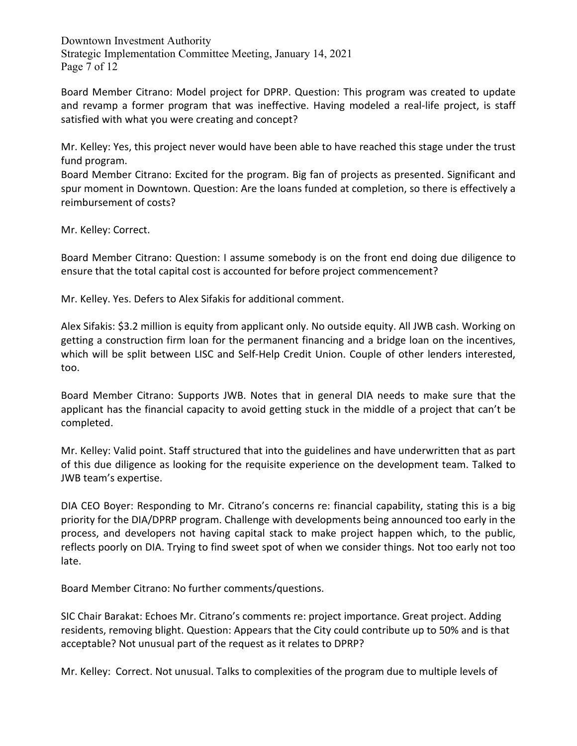Board Member Citrano: Model project for DPRP. Question: This program was created to update and revamp a former program that was ineffective. Having modeled a real-life project, is staff satisfied with what you were creating and concept?

Mr. Kelley: Yes, this project never would have been able to have reached this stage under the trust fund program.

Board Member Citrano: Excited for the program. Big fan of projects as presented. Significant and spur moment in Downtown. Question: Are the loans funded at completion, so there is effectively a reimbursement of costs?

Mr. Kelley: Correct.

Board Member Citrano: Question: I assume somebody is on the front end doing due diligence to ensure that the total capital cost is accounted for before project commencement?

Mr. Kelley. Yes. Defers to Alex Sifakis for additional comment.

Alex Sifakis: $3.2 million is equity from applicant only. No outside equity. All JWB cash. Working on getting a construction firm loan for the permanent financing and a bridge loan on the incentives, which will be split between LISC and Self-Help Credit Union. Couple of other lenders interested, too.

Board Member Citrano: Supports JWB. Notes that in general DIA needs to make sure that the applicant has the financial capacity to avoid getting stuck in the middle of a project that can't be completed.

Mr. Kelley: Valid point. Staff structured that into the guidelines and have underwritten that as part of this due diligence as looking for the requisite experience on the development team. Talked to JWB team's expertise.

DIA CEO Boyer: Responding to Mr. Citrano's concerns re: financial capability, stating this is a big priority for the DIA/DPRP program. Challenge with developments being announced too early in the process, and developers not having capital stack to make project happen which, to the public, reflects poorly on DIA. Trying to find sweet spot of when we consider things. Not too early not too late.

Board Member Citrano: No further comments/questions.

SIC Chair Barakat: Echoes Mr. Citrano's comments re: project importance. Great project. Adding residents, removing blight. Question: Appears that the City could contribute up to 50% and is that acceptable? Not unusual part of the request as it relates to DPRP?

Mr. Kelley: Correct. Not unusual. Talks to complexities of the program due to multiple levels of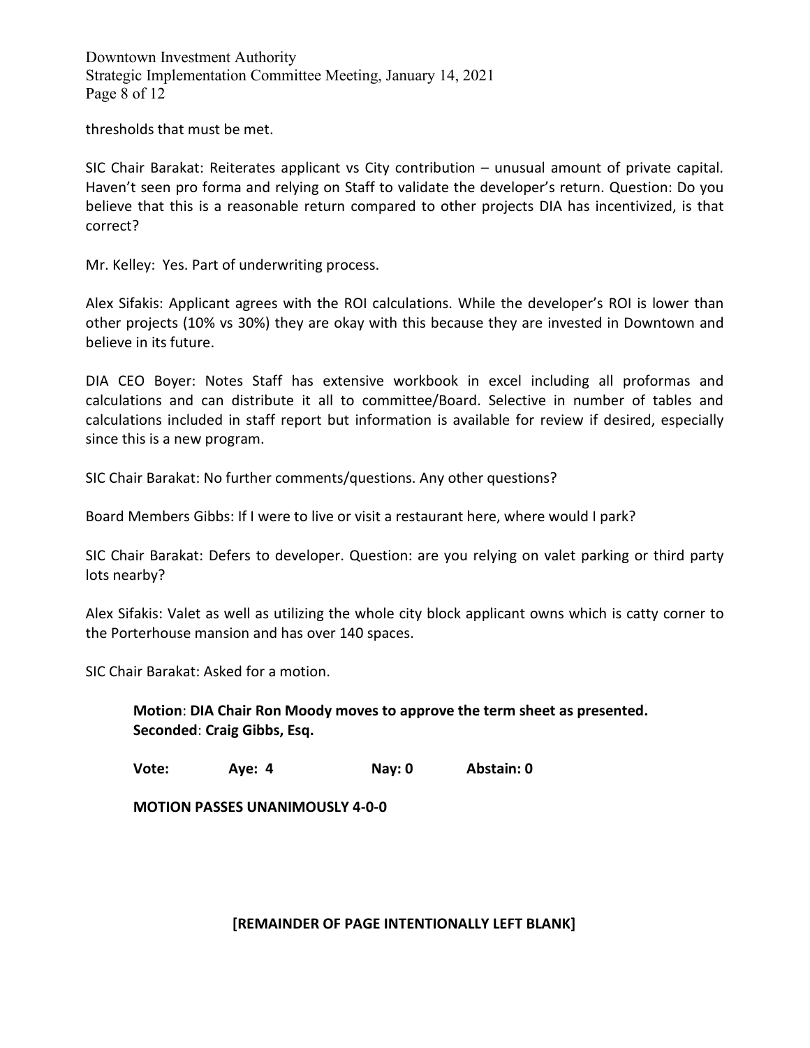thresholds that must be met.

SIC Chair Barakat: Reiterates applicant vs City contribution – unusual amount of private capital. Haven't seen pro forma and relying on Staff to validate the developer's return. Question: Do you believe that this is a reasonable return compared to other projects DIA has incentivized, is that correct?

Mr. Kelley: Yes. Part of underwriting process.

Alex Sifakis: Applicant agrees with the ROI calculations. While the developer's ROI is lower than other projects (10% vs 30%) they are okay with this because they are invested in Downtown and believe in its future.

DIA CEO Boyer: Notes Staff has extensive workbook in excel including all proformas and calculations and can distribute it all to committee/Board. Selective in number of tables and calculations included in staff report but information is available for review if desired, especially since this is a new program.

SIC Chair Barakat: No further comments/questions. Any other questions?

Board Members Gibbs: If I were to live or visit a restaurant here, where would I park?

SIC Chair Barakat: Defers to developer. Question: are you relying on valet parking or third party lots nearby?

Alex Sifakis: Valet as well as utilizing the whole city block applicant owns which is catty corner to the Porterhouse mansion and has over 140 spaces.

SIC Chair Barakat: Asked for a motion.

**Motion**: **DIA Chair Ron Moody moves to approve the term sheet as presented.**
**Seconded**: **Craig Gibbs, Esq.**

**Vote:** **Aye: 4** **Nay: 0** **Abstain: 0**

**MOTION PASSES UNANIMOUSLY 4-0-0**

**[REMAINDER OF PAGE INTENTIONALLY LEFT BLANK]**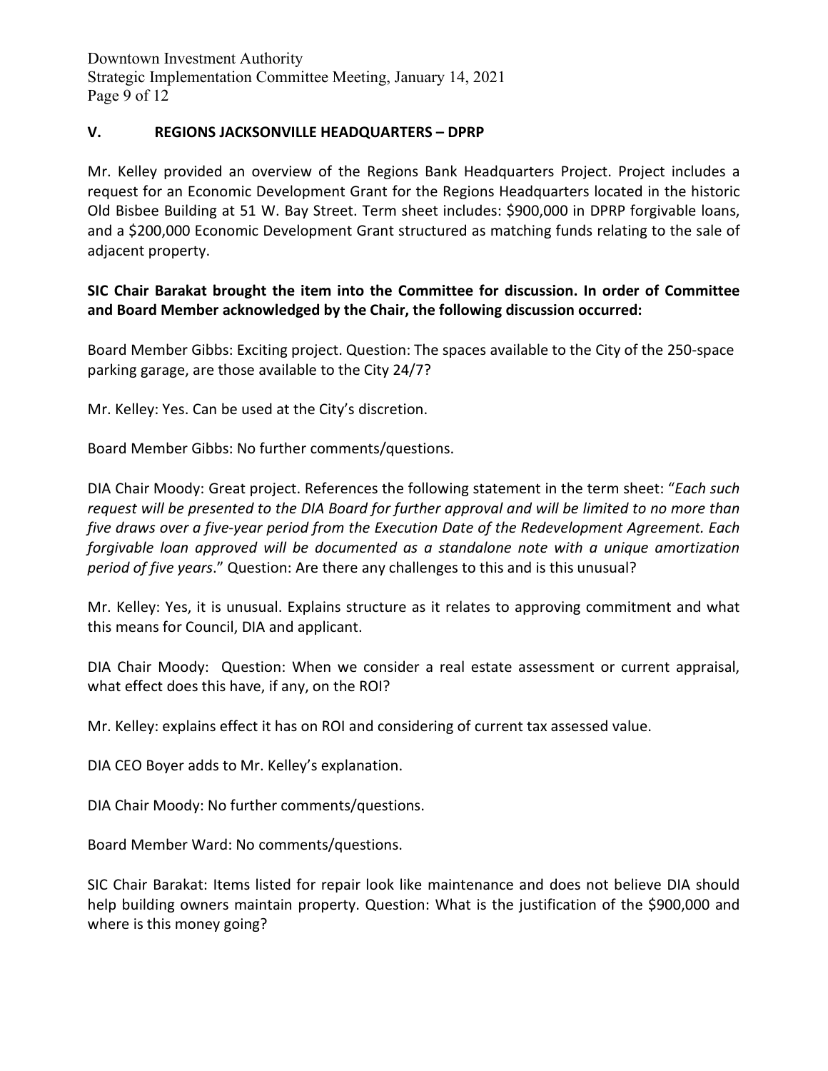## V. REGIONS JACKSONVILLE HEADQUARTERS – DPRP

Mr. Kelley provided an overview of the Regions Bank Headquarters Project. Project includes a request for an Economic Development Grant for the Regions Headquarters located in the historic Old Bisbee Building at 51 W. Bay Street. Term sheet includes: $900,000 in DPRP forgivable loans, and a $200,000 Economic Development Grant structured as matching funds relating to the sale of adjacent property.

**SIC Chair Barakat brought the item into the Committee for discussion. In order of Committee and Board Member acknowledged by the Chair, the following discussion occurred:**

Board Member Gibbs: Exciting project. Question: The spaces available to the City of the 250-space parking garage, are those available to the City 24/7?

Mr. Kelley: Yes. Can be used at the City's discretion.

Board Member Gibbs: No further comments/questions.

DIA Chair Moody: Great project. References the following statement in the term sheet: "*Each such request will be presented to the DIA Board for further approval and will be limited to no more than five draws over a five-year period from the Execution Date of the Redevelopment Agreement. Each forgivable loan approved will be documented as a standalone note with a unique amortization period of five years*." Question: Are there any challenges to this and is this unusual?

Mr. Kelley: Yes, it is unusual. Explains structure as it relates to approving commitment and what this means for Council, DIA and applicant.

DIA Chair Moody: Question: When we consider a real estate assessment or current appraisal, what effect does this have, if any, on the ROI?

Mr. Kelley: explains effect it has on ROI and considering of current tax assessed value.

DIA CEO Boyer adds to Mr. Kelley's explanation.

DIA Chair Moody: No further comments/questions.

Board Member Ward: No comments/questions.

SIC Chair Barakat: Items listed for repair look like maintenance and does not believe DIA should help building owners maintain property. Question: What is the justification of the $900,000 and where is this money going?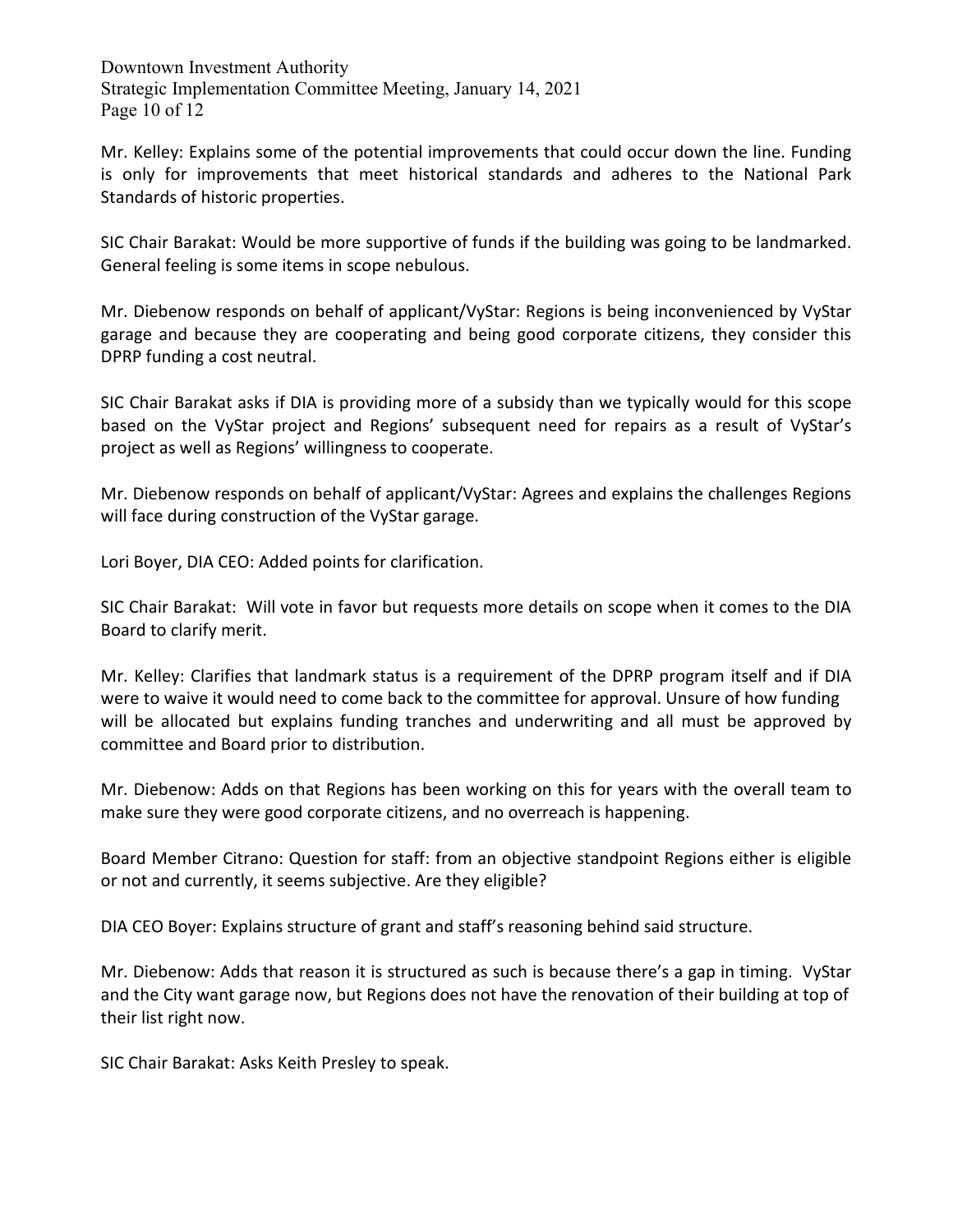Mr. Kelley: Explains some of the potential improvements that could occur down the line. Funding is only for improvements that meet historical standards and adheres to the National Park Standards of historic properties.

SIC Chair Barakat: Would be more supportive of funds if the building was going to be landmarked. General feeling is some items in scope nebulous.

Mr. Diebenow responds on behalf of applicant/VyStar: Regions is being inconvenienced by VyStar garage and because they are cooperating and being good corporate citizens, they consider this DPRP funding a cost neutral.

SIC Chair Barakat asks if DIA is providing more of a subsidy than we typically would for this scope based on the VyStar project and Regions' subsequent need for repairs as a result of VyStar's project as well as Regions' willingness to cooperate.

Mr. Diebenow responds on behalf of applicant/VyStar: Agrees and explains the challenges Regions will face during construction of the VyStar garage.

Lori Boyer, DIA CEO: Added points for clarification.

SIC Chair Barakat: Will vote in favor but requests more details on scope when it comes to the DIA Board to clarify merit.

Mr. Kelley: Clarifies that landmark status is a requirement of the DPRP program itself and if DIA were to waive it would need to come back to the committee for approval. Unsure of how funding will be allocated but explains funding tranches and underwriting and all must be approved by committee and Board prior to distribution.

Mr. Diebenow: Adds on that Regions has been working on this for years with the overall team to make sure they were good corporate citizens, and no overreach is happening.

Board Member Citrano: Question for staff: from an objective standpoint Regions either is eligible or not and currently, it seems subjective. Are they eligible?

DIA CEO Boyer: Explains structure of grant and staff's reasoning behind said structure.

Mr. Diebenow: Adds that reason it is structured as such is because there's a gap in timing. VyStar and the City want garage now, but Regions does not have the renovation of their building at top of their list right now.

SIC Chair Barakat: Asks Keith Presley to speak.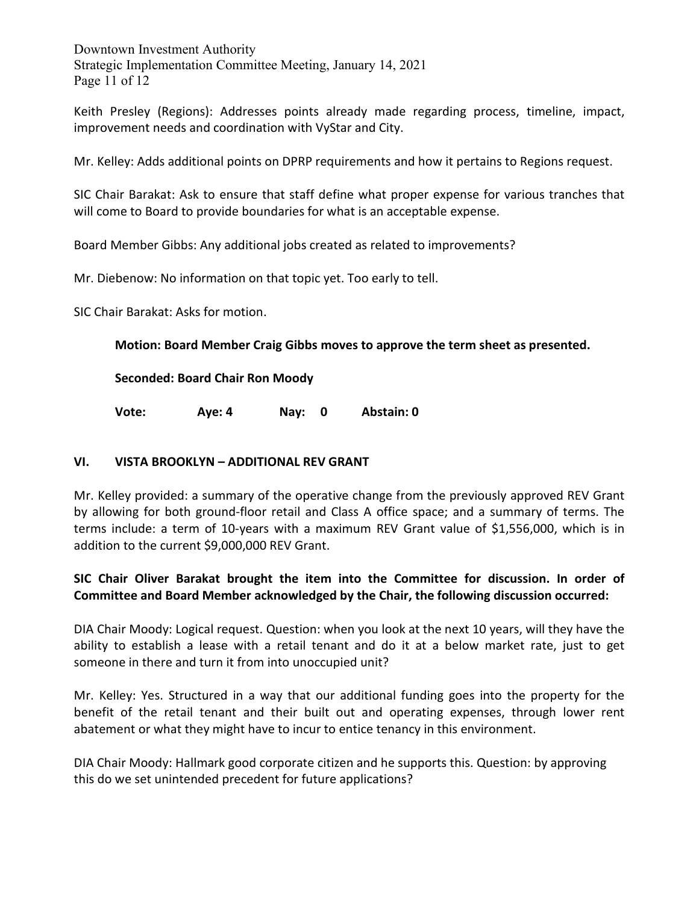Keith Presley (Regions): Addresses points already made regarding process, timeline, impact, improvement needs and coordination with VyStar and City.

Mr. Kelley: Adds additional points on DPRP requirements and how it pertains to Regions request.

SIC Chair Barakat: Ask to ensure that staff define what proper expense for various tranches that will come to Board to provide boundaries for what is an acceptable expense.

Board Member Gibbs: Any additional jobs created as related to improvements?

Mr. Diebenow: No information on that topic yet. Too early to tell.

SIC Chair Barakat: Asks for motion.

**Motion: Board Member Craig Gibbs moves to approve the term sheet as presented.**

**Seconded: Board Chair Ron Moody**

**Vote: Aye: 4 Nay: 0 Abstain: 0**

## VI. VISTA BROOKLYN – ADDITIONAL REV GRANT

Mr. Kelley provided: a summary of the operative change from the previously approved REV Grant by allowing for both ground-floor retail and Class A office space; and a summary of terms. The terms include: a term of 10-years with a maximum REV Grant value of $1,556,000, which is in addition to the current $9,000,000 REV Grant.

**SIC Chair Oliver Barakat brought the item into the Committee for discussion. In order of Committee and Board Member acknowledged by the Chair, the following discussion occurred:**

DIA Chair Moody: Logical request. Question: when you look at the next 10 years, will they have the ability to establish a lease with a retail tenant and do it at a below market rate, just to get someone in there and turn it from into unoccupied unit?

Mr. Kelley: Yes. Structured in a way that our additional funding goes into the property for the benefit of the retail tenant and their built out and operating expenses, through lower rent abatement or what they might have to incur to entice tenancy in this environment.

DIA Chair Moody: Hallmark good corporate citizen and he supports this. Question: by approving this do we set unintended precedent for future applications?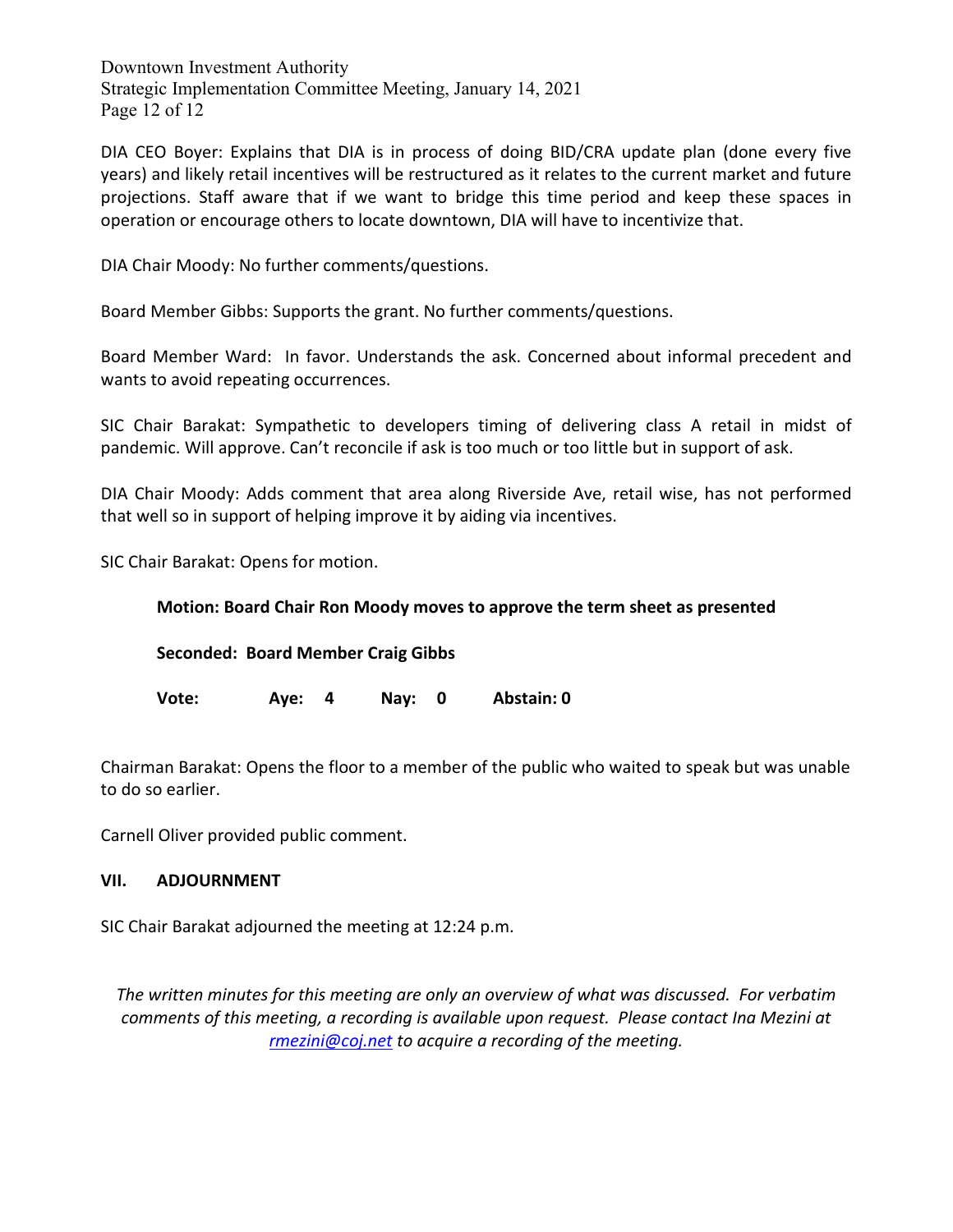DIA CEO Boyer: Explains that DIA is in process of doing BID/CRA update plan (done every five years) and likely retail incentives will be restructured as it relates to the current market and future projections. Staff aware that if we want to bridge this time period and keep these spaces in operation or encourage others to locate downtown, DIA will have to incentivize that.

DIA Chair Moody: No further comments/questions.

Board Member Gibbs: Supports the grant. No further comments/questions.

Board Member Ward: In favor. Understands the ask. Concerned about informal precedent and wants to avoid repeating occurrences.

SIC Chair Barakat: Sympathetic to developers timing of delivering class A retail in midst of pandemic. Will approve. Can't reconcile if ask is too much or too little but in support of ask.

DIA Chair Moody: Adds comment that area along Riverside Ave, retail wise, has not performed that well so in support of helping improve it by aiding via incentives.

SIC Chair Barakat: Opens for motion.

**Motion: Board Chair Ron Moody moves to approve the term sheet as presented**

**Seconded: Board Member Craig Gibbs**

**Vote: Aye: 4 Nay: 0 Abstain: 0**

Chairman Barakat: Opens the floor to a member of the public who waited to speak but was unable to do so earlier.

Carnell Oliver provided public comment.

## VII. ADJOURNMENT

SIC Chair Barakat adjourned the meeting at 12:24 p.m.

*The written minutes for this meeting are only an overview of what was discussed. For verbatim comments of this meeting, a recording is available upon request. Please contact Ina Mezini at rmezini@coj.net to acquire a recording of the meeting.*